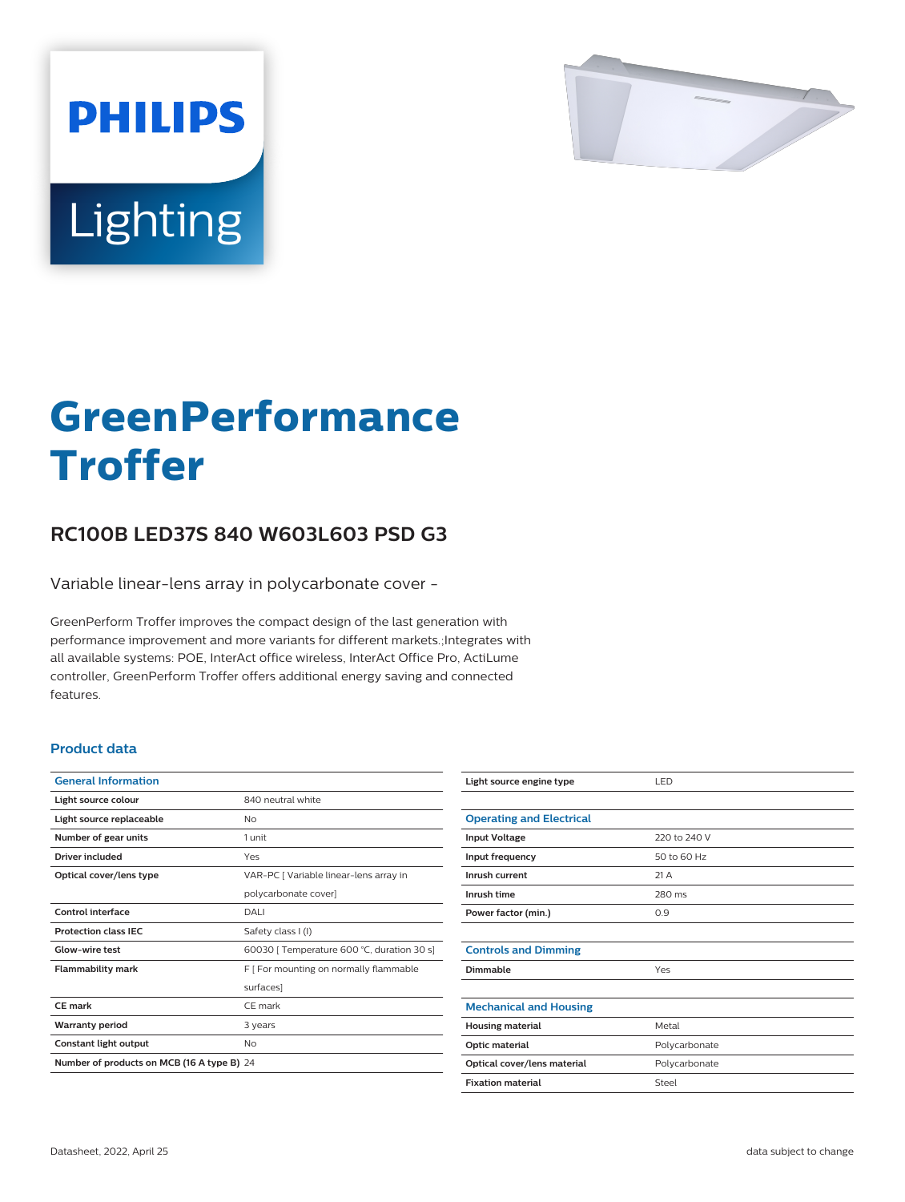# GreenPerformance Troffer

## RC100B LED37S 840 W603L603 PSD G3

Variable linear-lens array in polycarbonate cover -

GreenPerform Troffer improves the compact design of the last generation with performance improvement and more variants for different markets.;Integrates with all available systems: POE, InterAct office wireless, InterAct Office Pro, ActiLume controller, GreenPerform Troffer offers additional energy saving and connected features.

### Product data

| General Information | |
|---|---|
| Light source colour | 840 neutral white |
| Light source replaceable | No |
| Number of gear units | 1 unit |
| Driver included | Yes |
| Optical cover/lens type | VAR-PC [ Variable linear-lens array in polycarbonate cover] |
| Control interface | DALI |
| Protection class IEC | Safety class I (I) |
| Glow-wire test | 60030 [ Temperature 600 °C, duration 30 s] |
| Flammability mark | F [ For mounting on normally flammable surfaces] |
| CE mark | CE mark |
| Warranty period | 3 years |
| Constant light output | No |
| Number of products on MCB (16 A type B) | 24 |
| Light source engine type | LED |

| Operating and Electrical | |
|---|---|
| Input Voltage | 220 to 240 V |
| Input frequency | 50 to 60 Hz |
| Inrush current | 21 A |
| Inrush time | 280 ms |
| Power factor (min.) | 0.9 |

| Controls and Dimming | |
|---|---|
| Dimmable | Yes |

| Mechanical and Housing | |
|---|---|
| Housing material | Metal |
| Optic material | Polycarbonate |
| Optical cover/lens material | Polycarbonate |
| Fixation material | Steel |

Datasheet, 2022, April 25

data subject to change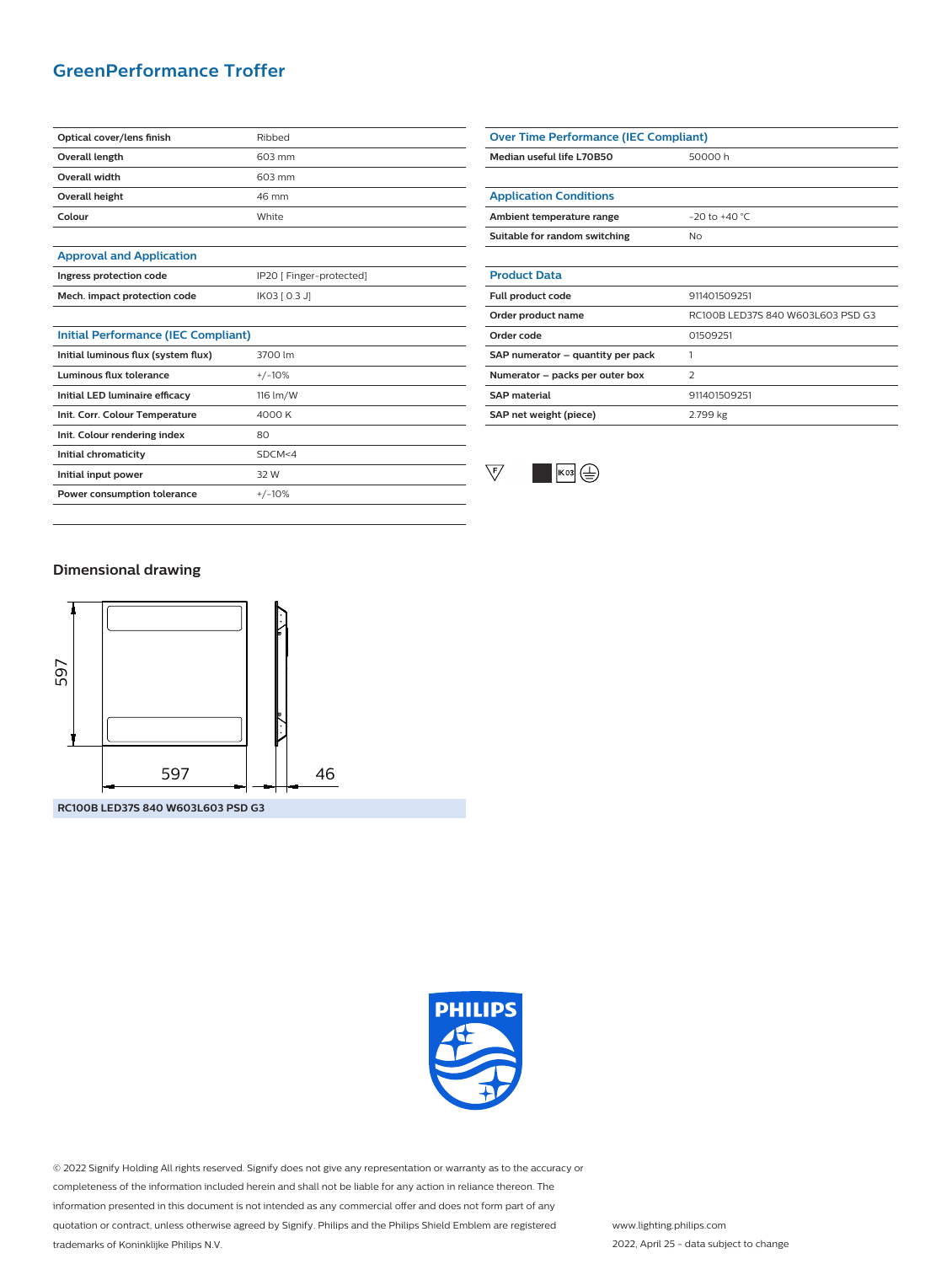# GreenPerformance Troffer

| | |
|---|---|
| Optical cover/lens finish | Ribbed |
| Overall length | 603 mm |
| Overall width | 603 mm |
| Overall height | 46 mm |
| Colour | White |

| Approval and Application | |
|---|---|
| Ingress protection code | IP20 [ Finger-protected] |
| Mech. impact protection code | IK03 [ 0.3 J] |

| Initial Performance (IEC Compliant) | |
|---|---|
| Initial luminous flux (system flux) | 3700 lm |
| Luminous flux tolerance | +/-10% |
| Initial LED luminaire efficacy | 116 lm/W |
| Init. Corr. Colour Temperature | 4000 K |
| Init. Colour rendering index | 80 |
| Initial chromaticity | SDCM<4 |
| Initial input power | 32 W |
| Power consumption tolerance | +/-10% |

| Over Time Performance (IEC Compliant) | |
|---|---|
| Median useful life L70B50 | 50000 h |

| Application Conditions | |
|---|---|
| Ambient temperature range | -20 to +40 °C |
| Suitable for random switching | No |

| Product Data | |
|---|---|
| Full product code | 911401509251 |
| Order product name | RC100B LED37S 840 W603L603 PSD G3 |
| Order code | 01509251 |
| SAP numerator – quantity per pack | 1 |
| Numerator – packs per outer box | 2 |
| SAP material | 911401509251 |
| SAP net weight (piece) | 2.799 kg |

## Dimensional drawing

597

597

46

RC100B LED37S 840 W603L603 PSD G3

© 2022 Signify Holding All rights reserved. Signify does not give any representation or warranty as to the accuracy or completeness of the information included herein and shall not be liable for any action in reliance thereon. The information presented in this document is not intended as any commercial offer and does not form part of any quotation or contract, unless otherwise agreed by Signify. Philips and the Philips Shield Emblem are registered trademarks of Koninklijke Philips N.V.

www.lighting.philips.com

2022, April 25 - data subject to change